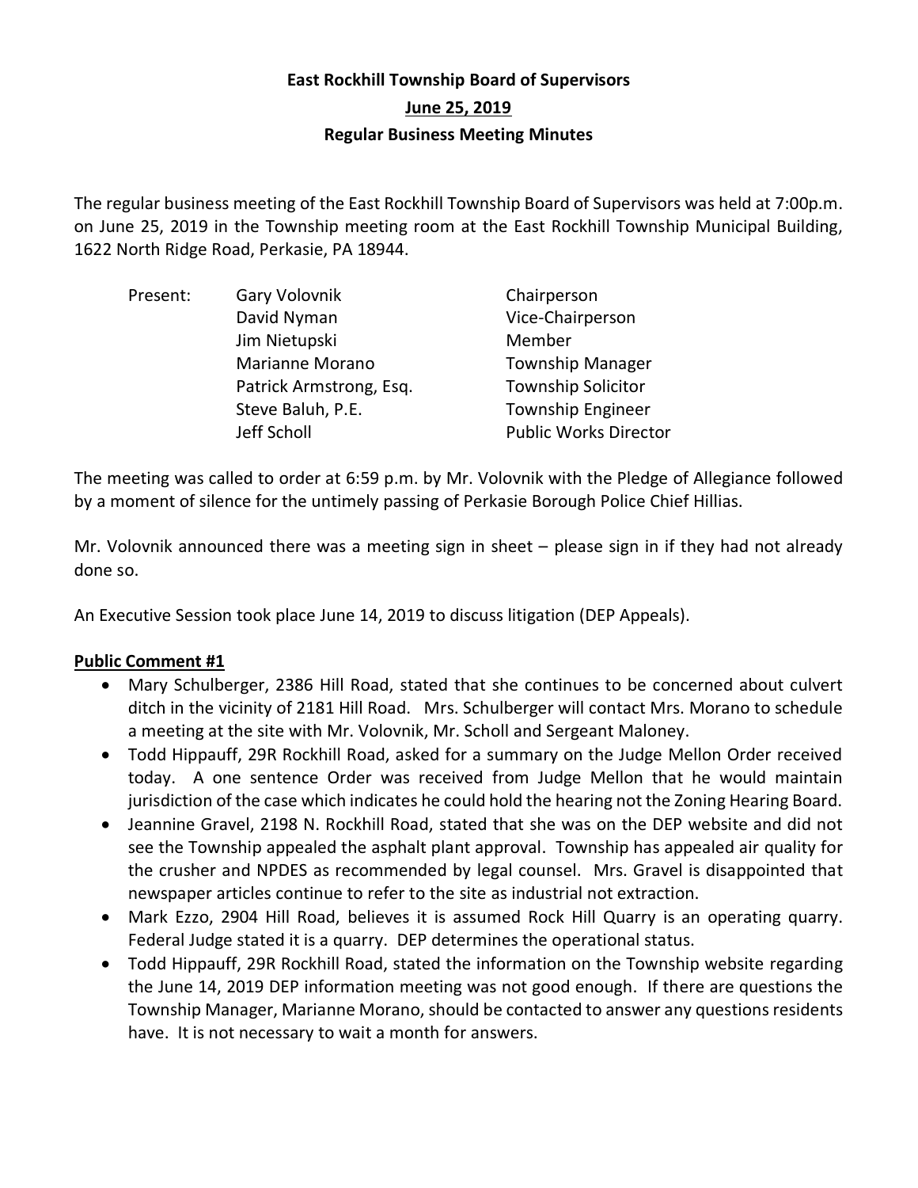# East Rockhill Township Board of Supervisors

## June 25, 2019

## Regular Business Meeting Minutes

The regular business meeting of the East Rockhill Township Board of Supervisors was held at 7:00p.m. on June 25, 2019 in the Township meeting room at the East Rockhill Township Municipal Building, 1622 North Ridge Road, Perkasie, PA 18944.

| Present: | | |
|---|---|---|
| | Gary Volovnik | Chairperson |
| | David Nyman | Vice-Chairperson |
| | Jim Nietupski | Member |
| | Marianne Morano | Township Manager |
| | Patrick Armstrong, Esq. | Township Solicitor |
| | Steve Baluh, P.E. | Township Engineer |
| | Jeff Scholl | Public Works Director |

The meeting was called to order at 6:59 p.m. by Mr. Volovnik with the Pledge of Allegiance followed by a moment of silence for the untimely passing of Perkasie Borough Police Chief Hillias.

Mr. Volovnik announced there was a meeting sign in sheet – please sign in if they had not already done so.

An Executive Session took place June 14, 2019 to discuss litigation (DEP Appeals).

**Public Comment #1**

- Mary Schulberger, 2386 Hill Road, stated that she continues to be concerned about culvert ditch in the vicinity of 2181 Hill Road. Mrs. Schulberger will contact Mrs. Morano to schedule a meeting at the site with Mr. Volovnik, Mr. Scholl and Sergeant Maloney.
- Todd Hippauff, 29R Rockhill Road, asked for a summary on the Judge Mellon Order received today. A one sentence Order was received from Judge Mellon that he would maintain jurisdiction of the case which indicates he could hold the hearing not the Zoning Hearing Board.
- Jeannine Gravel, 2198 N. Rockhill Road, stated that she was on the DEP website and did not see the Township appealed the asphalt plant approval. Township has appealed air quality for the crusher and NPDES as recommended by legal counsel. Mrs. Gravel is disappointed that newspaper articles continue to refer to the site as industrial not extraction.
- Mark Ezzo, 2904 Hill Road, believes it is assumed Rock Hill Quarry is an operating quarry. Federal Judge stated it is a quarry. DEP determines the operational status.
- Todd Hippauff, 29R Rockhill Road, stated the information on the Township website regarding the June 14, 2019 DEP information meeting was not good enough. If there are questions the Township Manager, Marianne Morano, should be contacted to answer any questions residents have. It is not necessary to wait a month for answers.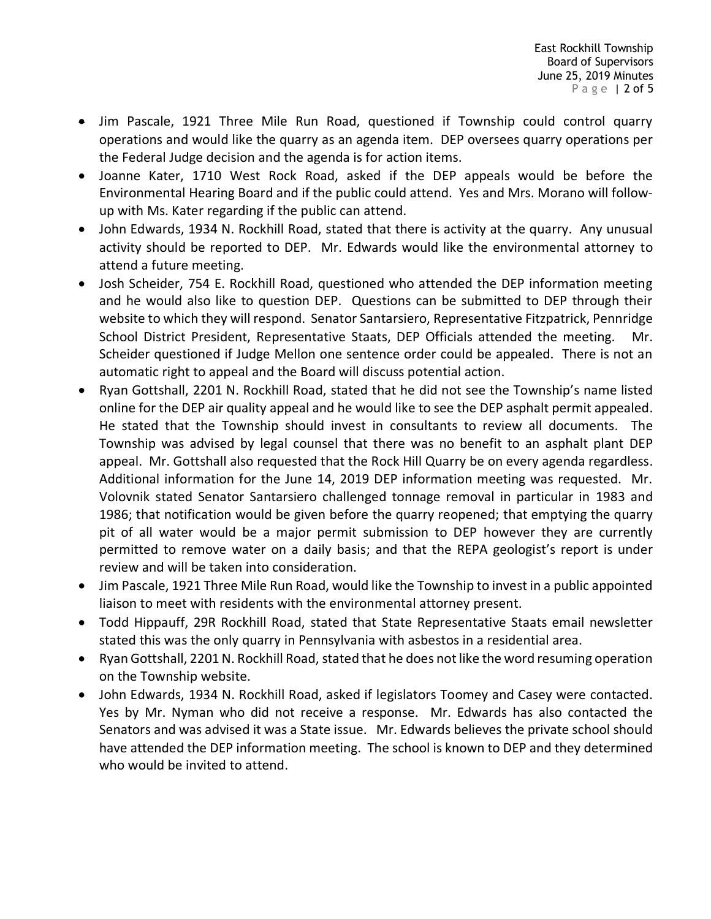- Jim Pascale, 1921 Three Mile Run Road, questioned if Township could control quarry operations and would like the quarry as an agenda item. DEP oversees quarry operations per the Federal Judge decision and the agenda is for action items.
- Joanne Kater, 1710 West Rock Road, asked if the DEP appeals would be before the Environmental Hearing Board and if the public could attend. Yes and Mrs. Morano will follow-up with Ms. Kater regarding if the public can attend.
- John Edwards, 1934 N. Rockhill Road, stated that there is activity at the quarry. Any unusual activity should be reported to DEP. Mr. Edwards would like the environmental attorney to attend a future meeting.
- Josh Scheider, 754 E. Rockhill Road, questioned who attended the DEP information meeting and he would also like to question DEP. Questions can be submitted to DEP through their website to which they will respond. Senator Santarsiero, Representative Fitzpatrick, Pennridge School District President, Representative Staats, DEP Officials attended the meeting. Mr. Scheider questioned if Judge Mellon one sentence order could be appealed. There is not an automatic right to appeal and the Board will discuss potential action.
- Ryan Gottshall, 2201 N. Rockhill Road, stated that he did not see the Township's name listed online for the DEP air quality appeal and he would like to see the DEP asphalt permit appealed. He stated that the Township should invest in consultants to review all documents. The Township was advised by legal counsel that there was no benefit to an asphalt plant DEP appeal. Mr. Gottshall also requested that the Rock Hill Quarry be on every agenda regardless. Additional information for the June 14, 2019 DEP information meeting was requested. Mr. Volovnik stated Senator Santarsiero challenged tonnage removal in particular in 1983 and 1986; that notification would be given before the quarry reopened; that emptying the quarry pit of all water would be a major permit submission to DEP however they are currently permitted to remove water on a daily basis; and that the REPA geologist's report is under review and will be taken into consideration.
- Jim Pascale, 1921 Three Mile Run Road, would like the Township to invest in a public appointed liaison to meet with residents with the environmental attorney present.
- Todd Hippauff, 29R Rockhill Road, stated that State Representative Staats email newsletter stated this was the only quarry in Pennsylvania with asbestos in a residential area.
- Ryan Gottshall, 2201 N. Rockhill Road, stated that he does not like the word resuming operation on the Township website.
- John Edwards, 1934 N. Rockhill Road, asked if legislators Toomey and Casey were contacted. Yes by Mr. Nyman who did not receive a response. Mr. Edwards has also contacted the Senators and was advised it was a State issue. Mr. Edwards believes the private school should have attended the DEP information meeting. The school is known to DEP and they determined who would be invited to attend.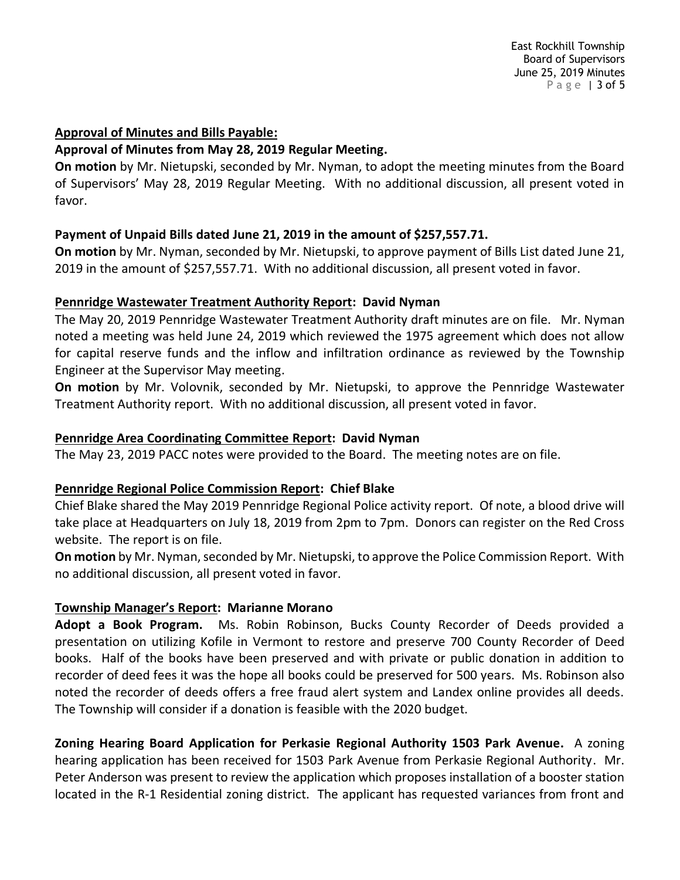**Approval of Minutes and Bills Payable:**

**Approval of Minutes from May 28, 2019 Regular Meeting.**

**On motion** by Mr. Nietupski, seconded by Mr. Nyman, to adopt the meeting minutes from the Board of Supervisors' May 28, 2019 Regular Meeting. With no additional discussion, all present voted in favor.

**Payment of Unpaid Bills dated June 21, 2019 in the amount of $257,557.71.**

**On motion** by Mr. Nyman, seconded by Mr. Nietupski, to approve payment of Bills List dated June 21, 2019 in the amount of $257,557.71. With no additional discussion, all present voted in favor.

**Pennridge Wastewater Treatment Authority Report: David Nyman**

The May 20, 2019 Pennridge Wastewater Treatment Authority draft minutes are on file. Mr. Nyman noted a meeting was held June 24, 2019 which reviewed the 1975 agreement which does not allow for capital reserve funds and the inflow and infiltration ordinance as reviewed by the Township Engineer at the Supervisor May meeting.

**On motion** by Mr. Volovnik, seconded by Mr. Nietupski, to approve the Pennridge Wastewater Treatment Authority report. With no additional discussion, all present voted in favor.

**Pennridge Area Coordinating Committee Report: David Nyman**

The May 23, 2019 PACC notes were provided to the Board. The meeting notes are on file.

**Pennridge Regional Police Commission Report: Chief Blake**

Chief Blake shared the May 2019 Pennridge Regional Police activity report. Of note, a blood drive will take place at Headquarters on July 18, 2019 from 2pm to 7pm. Donors can register on the Red Cross website. The report is on file.

**On motion** by Mr. Nyman, seconded by Mr. Nietupski, to approve the Police Commission Report. With no additional discussion, all present voted in favor.

**Township Manager's Report: Marianne Morano**

**Adopt a Book Program.** Ms. Robin Robinson, Bucks County Recorder of Deeds provided a presentation on utilizing Kofile in Vermont to restore and preserve 700 County Recorder of Deed books. Half of the books have been preserved and with private or public donation in addition to recorder of deed fees it was the hope all books could be preserved for 500 years. Ms. Robinson also noted the recorder of deeds offers a free fraud alert system and Landex online provides all deeds. The Township will consider if a donation is feasible with the 2020 budget.

**Zoning Hearing Board Application for Perkasie Regional Authority 1503 Park Avenue.** A zoning hearing application has been received for 1503 Park Avenue from Perkasie Regional Authority. Mr. Peter Anderson was present to review the application which proposes installation of a booster station located in the R-1 Residential zoning district. The applicant has requested variances from front and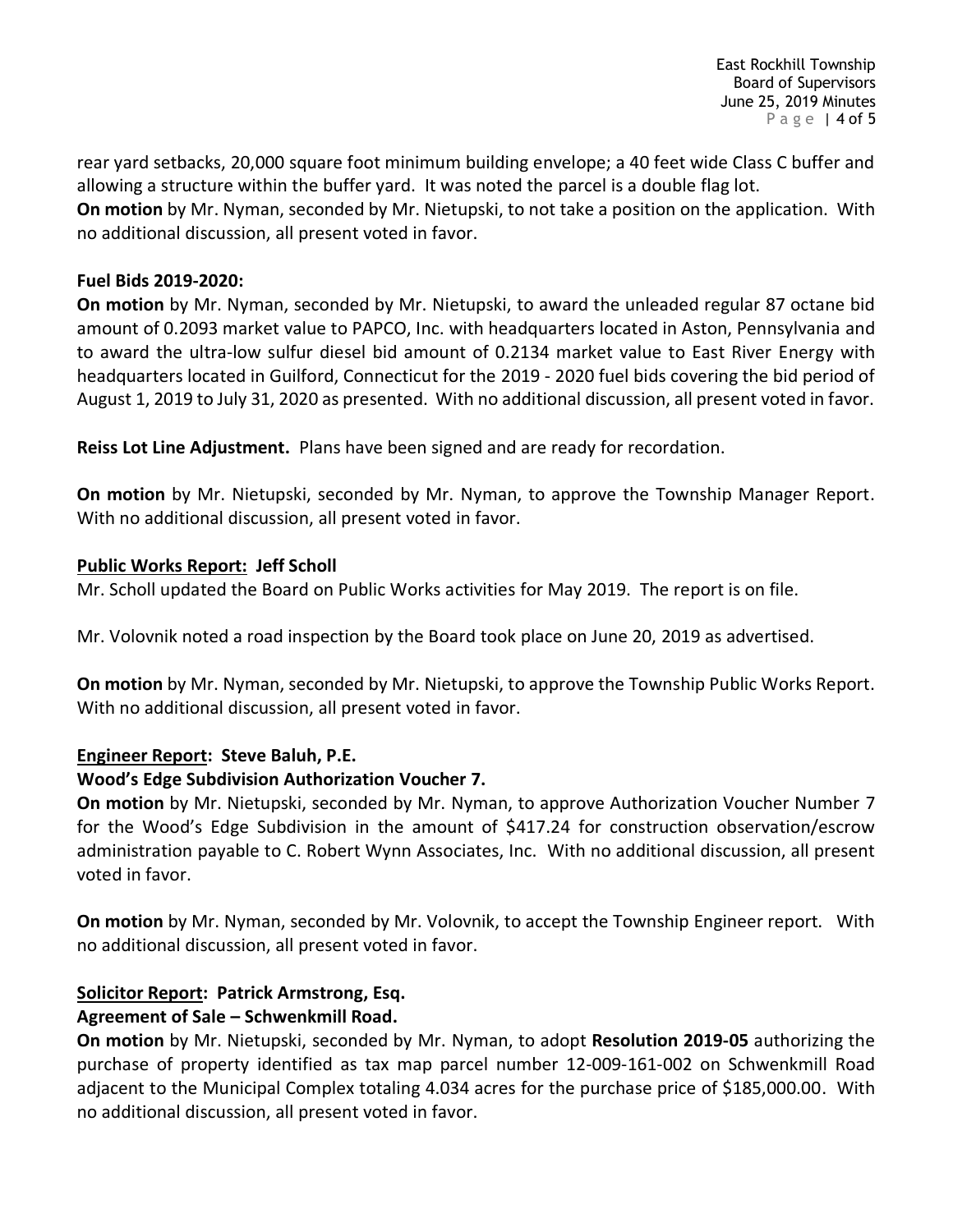rear yard setbacks, 20,000 square foot minimum building envelope; a 40 feet wide Class C buffer and allowing a structure within the buffer yard. It was noted the parcel is a double flag lot.
**On motion** by Mr. Nyman, seconded by Mr. Nietupski, to not take a position on the application. With no additional discussion, all present voted in favor.

**Fuel Bids 2019-2020:**
**On motion** by Mr. Nyman, seconded by Mr. Nietupski, to award the unleaded regular 87 octane bid amount of 0.2093 market value to PAPCO, Inc. with headquarters located in Aston, Pennsylvania and to award the ultra-low sulfur diesel bid amount of 0.2134 market value to East River Energy with headquarters located in Guilford, Connecticut for the 2019 - 2020 fuel bids covering the bid period of August 1, 2019 to July 31, 2020 as presented. With no additional discussion, all present voted in favor.

**Reiss Lot Line Adjustment.** Plans have been signed and are ready for recordation.

**On motion** by Mr. Nietupski, seconded by Mr. Nyman, to approve the Township Manager Report. With no additional discussion, all present voted in favor.

**Public Works Report: Jeff Scholl**
Mr. Scholl updated the Board on Public Works activities for May 2019. The report is on file.

Mr. Volovnik noted a road inspection by the Board took place on June 20, 2019 as advertised.

**On motion** by Mr. Nyman, seconded by Mr. Nietupski, to approve the Township Public Works Report. With no additional discussion, all present voted in favor.

**Engineer Report: Steve Baluh, P.E.**
**Wood's Edge Subdivision Authorization Voucher 7.**
**On motion** by Mr. Nietupski, seconded by Mr. Nyman, to approve Authorization Voucher Number 7 for the Wood's Edge Subdivision in the amount of $417.24 for construction observation/escrow administration payable to C. Robert Wynn Associates, Inc. With no additional discussion, all present voted in favor.

**On motion** by Mr. Nyman, seconded by Mr. Volovnik, to accept the Township Engineer report. With no additional discussion, all present voted in favor.

**Solicitor Report: Patrick Armstrong, Esq.**
**Agreement of Sale – Schwenkmill Road.**
**On motion** by Mr. Nietupski, seconded by Mr. Nyman, to adopt **Resolution 2019-05** authorizing the purchase of property identified as tax map parcel number 12-009-161-002 on Schwenkmill Road adjacent to the Municipal Complex totaling 4.034 acres for the purchase price of $185,000.00. With no additional discussion, all present voted in favor.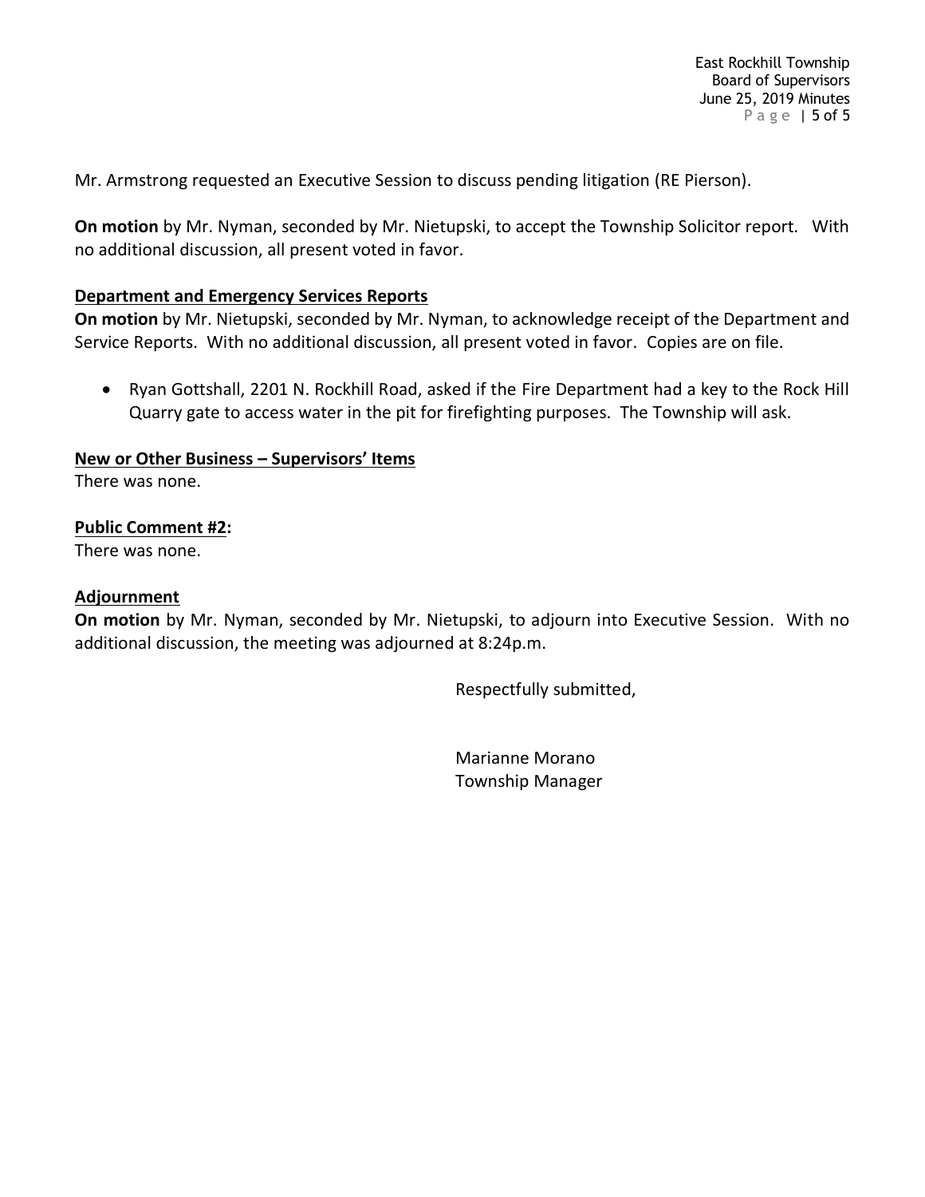Mr. Armstrong requested an Executive Session to discuss pending litigation (RE Pierson).

**On motion** by Mr. Nyman, seconded by Mr. Nietupski, to accept the Township Solicitor report. With no additional discussion, all present voted in favor.

**Department and Emergency Services Reports**

**On motion** by Mr. Nietupski, seconded by Mr. Nyman, to acknowledge receipt of the Department and Service Reports. With no additional discussion, all present voted in favor. Copies are on file.

- Ryan Gottshall, 2201 N. Rockhill Road, asked if the Fire Department had a key to the Rock Hill Quarry gate to access water in the pit for firefighting purposes. The Township will ask.

**New or Other Business – Supervisors' Items**

There was none.

**Public Comment #2:**

There was none.

**Adjournment**

**On motion** by Mr. Nyman, seconded by Mr. Nietupski, to adjourn into Executive Session. With no additional discussion, the meeting was adjourned at 8:24p.m.

Respectfully submitted,

Marianne Morano
Township Manager